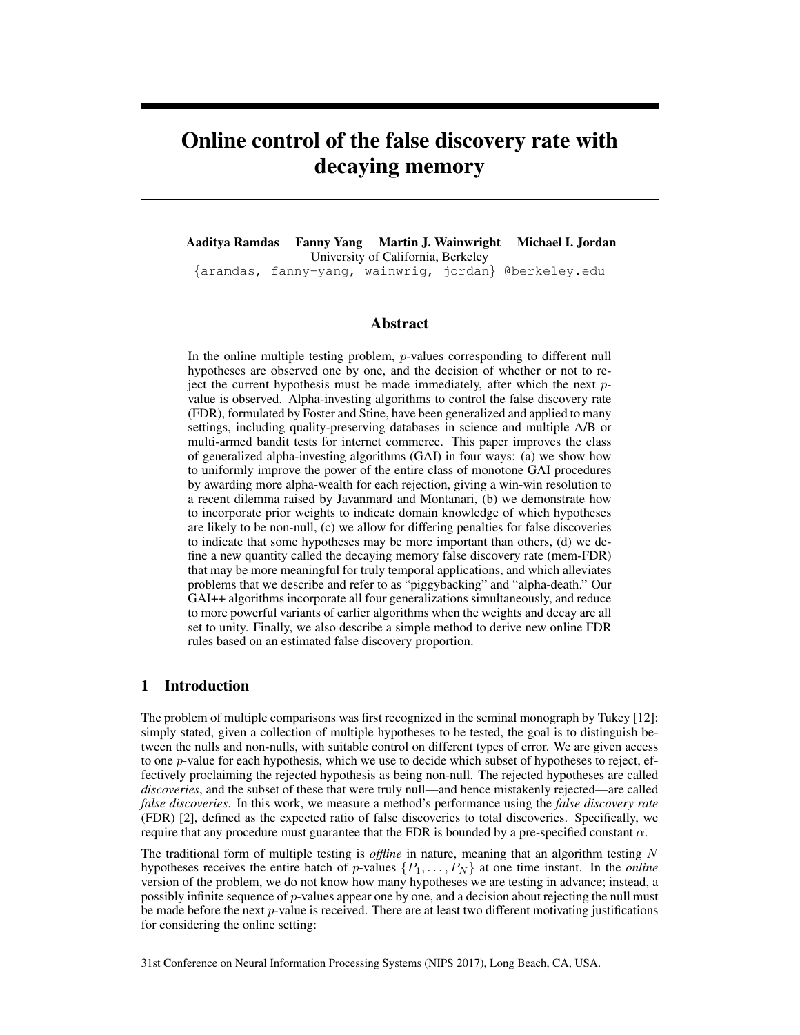# Online control of the false discovery rate with decaying memory

**Aaditya Ramdas Fanny Yang Martin J. Wainwright Michael I. Jordan**
University of California, Berkeley
{aramdas, fanny-yang, wainwrig, jordan} @berkeley.edu

## Abstract

In the online multiple testing problem, $p$-values corresponding to different null hypotheses are observed one by one, and the decision of whether or not to reject the current hypothesis must be made immediately, after which the next $p$-value is observed. Alpha-investing algorithms to control the false discovery rate (FDR), formulated by Foster and Stine, have been generalized and applied to many settings, including quality-preserving databases in science and multiple A/B or multi-armed bandit tests for internet commerce. This paper improves the class of generalized alpha-investing algorithms (GAI) in four ways: (a) we show how to uniformly improve the power of the entire class of monotone GAI procedures by awarding more alpha-wealth for each rejection, giving a win-win resolution to a recent dilemma raised by Javanmard and Montanari, (b) we demonstrate how to incorporate prior weights to indicate domain knowledge of which hypotheses are likely to be non-null, (c) we allow for differing penalties for false discoveries to indicate that some hypotheses may be more important than others, (d) we define a new quantity called the decaying memory false discovery rate (mem-FDR) that may be more meaningful for truly temporal applications, and which alleviates problems that we describe and refer to as "piggybacking" and "alpha-death." Our GAI++ algorithms incorporate all four generalizations simultaneously, and reduce to more powerful variants of earlier algorithms when the weights and decay are all set to unity. Finally, we also describe a simple method to derive new online FDR rules based on an estimated false discovery proportion.

## 1 Introduction

The problem of multiple comparisons was first recognized in the seminal monograph by Tukey [12]: simply stated, given a collection of multiple hypotheses to be tested, the goal is to distinguish between the nulls and non-nulls, with suitable control on different types of error. We are given access to one $p$-value for each hypothesis, which we use to decide which subset of hypotheses to reject, effectively proclaiming the rejected hypothesis as being non-null. The rejected hypotheses are called *discoveries*, and the subset of these that were truly null—and hence mistakenly rejected—are called *false discoveries*. In this work, we measure a method's performance using the *false discovery rate* (FDR) [2], defined as the expected ratio of false discoveries to total discoveries. Specifically, we require that any procedure must guarantee that the FDR is bounded by a pre-specified constant $\alpha$.

The traditional form of multiple testing is *offline* in nature, meaning that an algorithm testing $N$ hypotheses receives the entire batch of $p$-values $\{P_1, \ldots, P_N\}$ at one time instant. In the *online* version of the problem, we do not know how many hypotheses we are testing in advance; instead, a possibly infinite sequence of $p$-values appear one by one, and a decision about rejecting the null must be made before the next $p$-value is received. There are at least two different motivating justifications for considering the online setting:

31st Conference on Neural Information Processing Systems (NIPS 2017), Long Beach, CA, USA.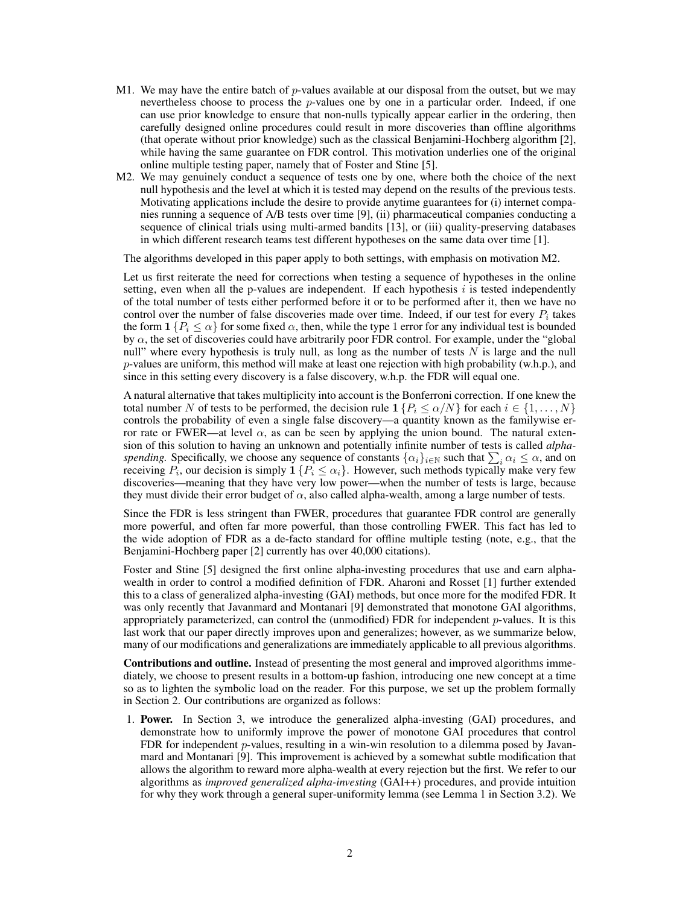M1. We may have the entire batch of $p$-values available at our disposal from the outset, but we may nevertheless choose to process the $p$-values one by one in a particular order. Indeed, if one can use prior knowledge to ensure that non-nulls typically appear earlier in the ordering, then carefully designed online procedures could result in more discoveries than offline algorithms (that operate without prior knowledge) such as the classical Benjamini-Hochberg algorithm [2], while having the same guarantee on FDR control. This motivation underlies one of the original online multiple testing paper, namely that of Foster and Stine [5].

M2. We may genuinely conduct a sequence of tests one by one, where both the choice of the next null hypothesis and the level at which it is tested may depend on the results of the previous tests. Motivating applications include the desire to provide anytime guarantees for (i) internet companies running a sequence of A/B tests over time [9], (ii) pharmaceutical companies conducting a sequence of clinical trials using multi-armed bandits [13], or (iii) quality-preserving databases in which different research teams test different hypotheses on the same data over time [1].

The algorithms developed in this paper apply to both settings, with emphasis on motivation M2.

Let us first reiterate the need for corrections when testing a sequence of hypotheses in the online setting, even when all the p-values are independent. If each hypothesis $i$ is tested independently of the total number of tests either performed before it or to be performed after it, then we have no control over the number of false discoveries made over time. Indeed, if our test for every $P_i$ takes the form $\mathbf{1}\{P_i \leq \alpha\}$ for some fixed $\alpha$, then, while the type 1 error for any individual test is bounded by $\alpha$, the set of discoveries could have arbitrarily poor FDR control. For example, under the "global null" where every hypothesis is truly null, as long as the number of tests $N$ is large and the null $p$-values are uniform, this method will make at least one rejection with high probability (w.h.p.), and since in this setting every discovery is a false discovery, w.h.p. the FDR will equal one.

A natural alternative that takes multiplicity into account is the Bonferroni correction. If one knew the total number $N$ of tests to be performed, the decision rule $\mathbf{1}\{P_i \leq \alpha/N\}$ for each $i \in \{1, \ldots, N\}$ controls the probability of even a single false discovery—a quantity known as the familywise error rate or FWER—at level $\alpha$, as can be seen by applying the union bound. The natural extension of this solution to having an unknown and potentially infinite number of tests is called *alpha-spending.* Specifically, we choose any sequence of constants $\{\alpha_i\}_{i\in\mathbb{N}}$ such that $\sum_i \alpha_i \leq \alpha$, and on receiving $P_i$, our decision is simply $\mathbf{1}\{P_i \leq \alpha_i\}$. However, such methods typically make very few discoveries—meaning that they have very low power—when the number of tests is large, because they must divide their error budget of $\alpha$, also called alpha-wealth, among a large number of tests.

Since the FDR is less stringent than FWER, procedures that guarantee FDR control are generally more powerful, and often far more powerful, than those controlling FWER. This fact has led to the wide adoption of FDR as a de-facto standard for offline multiple testing (note, e.g., that the Benjamini-Hochberg paper [2] currently has over 40,000 citations).

Foster and Stine [5] designed the first online alpha-investing procedures that use and earn alpha-wealth in order to control a modified definition of FDR. Aharoni and Rosset [1] further extended this to a class of generalized alpha-investing (GAI) methods, but once more for the modifed FDR. It was only recently that Javanmard and Montanari [9] demonstrated that monotone GAI algorithms, appropriately parameterized, can control the (unmodified) FDR for independent $p$-values. It is this last work that our paper directly improves upon and generalizes; however, as we summarize below, many of our modifications and generalizations are immediately applicable to all previous algorithms.

**Contributions and outline.** Instead of presenting the most general and improved algorithms immediately, we choose to present results in a bottom-up fashion, introducing one new concept at a time so as to lighten the symbolic load on the reader. For this purpose, we set up the problem formally in Section 2. Our contributions are organized as follows:

1. **Power.** In Section 3, we introduce the generalized alpha-investing (GAI) procedures, and demonstrate how to uniformly improve the power of monotone GAI procedures that control FDR for independent $p$-values, resulting in a win-win resolution to a dilemma posed by Javanmard and Montanari [9]. This improvement is achieved by a somewhat subtle modification that allows the algorithm to reward more alpha-wealth at every rejection but the first. We refer to our algorithms as *improved generalized alpha-investing* (GAI++) procedures, and provide intuition for why they work through a general super-uniformity lemma (see Lemma 1 in Section 3.2). We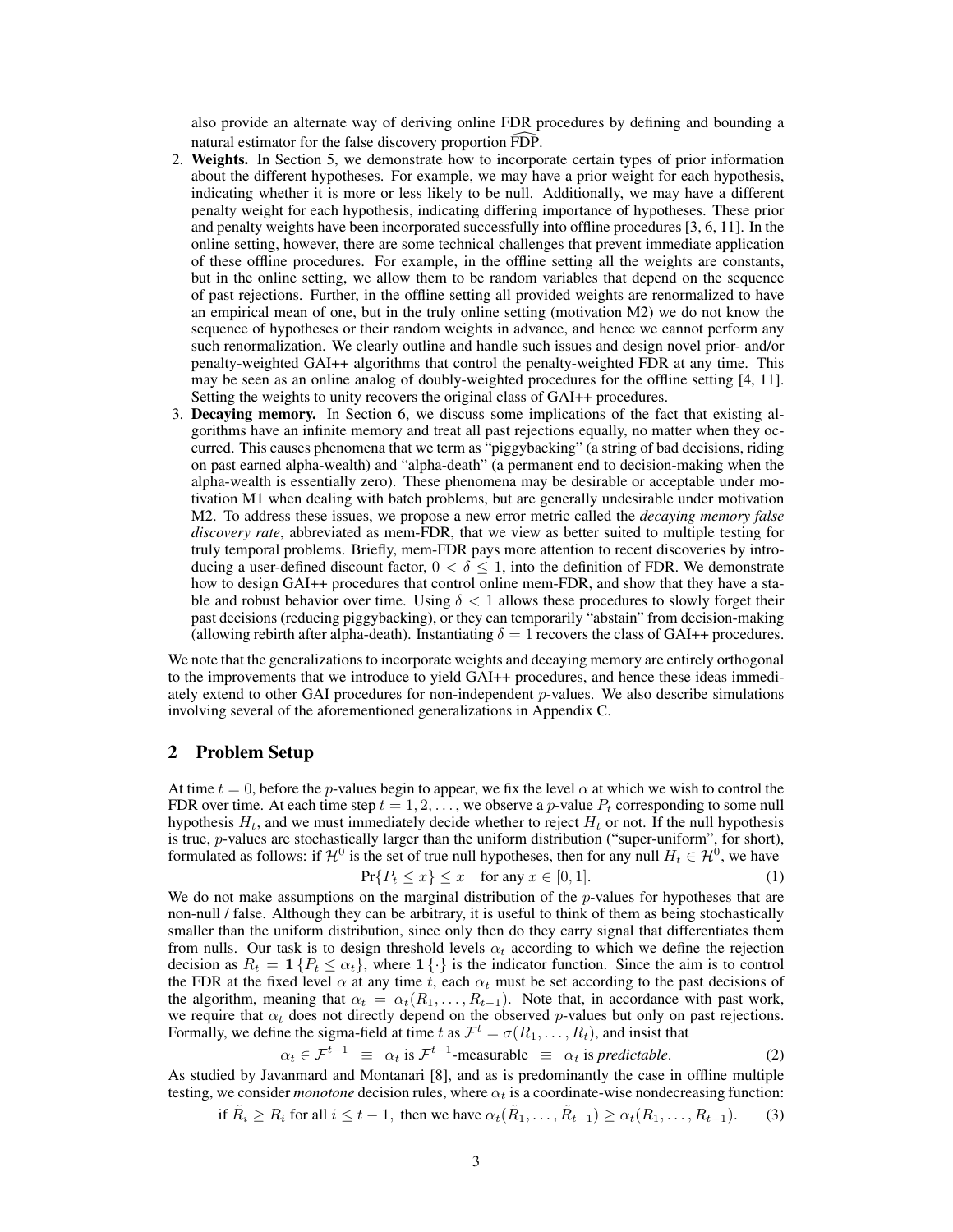also provide an alternate way of deriving online FDR procedures by defining and bounding a natural estimator for the false discovery proportion $\widehat{\text{FDP}}$.

2. **Weights.** In Section 5, we demonstrate how to incorporate certain types of prior information about the different hypotheses. For example, we may have a prior weight for each hypothesis, indicating whether it is more or less likely to be null. Additionally, we may have a different penalty weight for each hypothesis, indicating differing importance of hypotheses. These prior and penalty weights have been incorporated successfully into offline procedures [3, 6, 11]. In the online setting, however, there are some technical challenges that prevent immediate application of these offline procedures. For example, in the offline setting all the weights are constants, but in the online setting, we allow them to be random variables that depend on the sequence of past rejections. Further, in the offline setting all provided weights are renormalized to have an empirical mean of one, but in the truly online setting (motivation M2) we do not know the sequence of hypotheses or their random weights in advance, and hence we cannot perform any such renormalization. We clearly outline and handle such issues and design novel prior- and/or penalty-weighted GAI++ algorithms that control the penalty-weighted FDR at any time. This may be seen as an online analog of doubly-weighted procedures for the offline setting [4, 11]. Setting the weights to unity recovers the original class of GAI++ procedures.
3. **Decaying memory.** In Section 6, we discuss some implications of the fact that existing algorithms have an infinite memory and treat all past rejections equally, no matter when they occurred. This causes phenomena that we term as "piggybacking" (a string of bad decisions, riding on past earned alpha-wealth) and "alpha-death" (a permanent end to decision-making when the alpha-wealth is essentially zero). These phenomena may be desirable or acceptable under motivation M1 when dealing with batch problems, but are generally undesirable under motivation M2. To address these issues, we propose a new error metric called the *decaying memory false discovery rate*, abbreviated as mem-FDR, that we view as better suited to multiple testing for truly temporal problems. Briefly, mem-FDR pays more attention to recent discoveries by introducing a user-defined discount factor, $0 < \delta \leq 1$, into the definition of FDR. We demonstrate how to design GAI++ procedures that control online mem-FDR, and show that they have a stable and robust behavior over time. Using $\delta < 1$ allows these procedures to slowly forget their past decisions (reducing piggybacking), or they can temporarily "abstain" from decision-making (allowing rebirth after alpha-death). Instantiating $\delta = 1$ recovers the class of GAI++ procedures.

We note that the generalizations to incorporate weights and decaying memory are entirely orthogonal to the improvements that we introduce to yield GAI++ procedures, and hence these ideas immediately extend to other GAI procedures for non-independent $p$-values. We also describe simulations involving several of the aforementioned generalizations in Appendix C.

## 2 Problem Setup

At time $t = 0$, before the $p$-values begin to appear, we fix the level $\alpha$ at which we wish to control the FDR over time. At each time step $t = 1, 2, \ldots$, we observe a $p$-value $P_t$ corresponding to some null hypothesis $H_t$, and we must immediately decide whether to reject $H_t$ or not. If the null hypothesis is true, $p$-values are stochastically larger than the uniform distribution ("super-uniform", for short), formulated as follows: if $\mathcal{H}^0$ is the set of true null hypotheses, then for any null $H_t \in \mathcal{H}^0$, we have

$$\Pr\{P_t \leq x\} \leq x \quad \text{for any } x \in [0, 1]. \tag{1}$$

We do not make assumptions on the marginal distribution of the $p$-values for hypotheses that are non-null / false. Although they can be arbitrary, it is useful to think of them as being stochastically smaller than the uniform distribution, since only then do they carry signal that differentiates them from nulls. Our task is to design threshold levels $\alpha_t$ according to which we define the rejection decision as $R_t = \mathbf{1}\{P_t \leq \alpha_t\}$, where $\mathbf{1}\{\cdot\}$ is the indicator function. Since the aim is to control the FDR at the fixed level $\alpha$ at any time $t$, each $\alpha_t$ must be set according to the past decisions of the algorithm, meaning that $\alpha_t = \alpha_t(R_1, \ldots, R_{t-1})$. Note that, in accordance with past work, we require that $\alpha_t$ does not directly depend on the observed $p$-values but only on past rejections. Formally, we define the sigma-field at time $t$ as $\mathcal{F}^t = \sigma(R_1, \ldots, R_t)$, and insist that

$$\alpha_t \in \mathcal{F}^{t-1} \;\; \equiv \;\; \alpha_t \text{ is } \mathcal{F}^{t-1}\text{-measurable} \;\; \equiv \;\; \alpha_t \text{ is } \textit{predictable}. \tag{2}$$

As studied by Javanmard and Montanari [8], and as is predominantly the case in offline multiple testing, we consider *monotone* decision rules, where $\alpha_t$ is a coordinate-wise nondecreasing function:

$$\text{if } \tilde{R}_i \geq R_i \text{ for all } i \leq t-1, \text{ then we have } \alpha_t(\tilde{R}_1, \ldots, \tilde{R}_{t-1}) \geq \alpha_t(R_1, \ldots, R_{t-1}). \tag{3}$$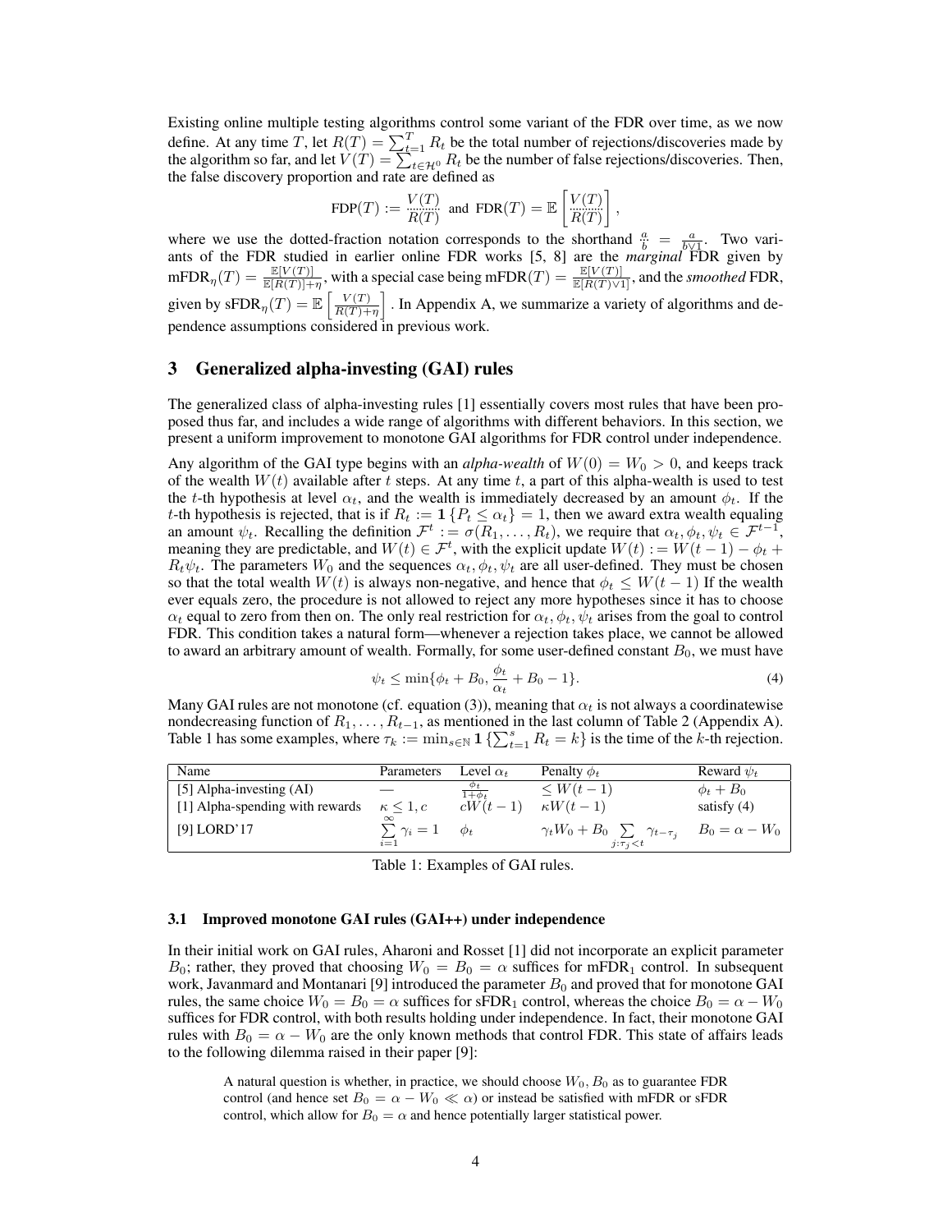Existing online multiple testing algorithms control some variant of the FDR over time, as we now define. At any time $T$, let $R(T) = \sum_{t=1}^{T} R_t$ be the total number of rejections/discoveries made by the algorithm so far, and let $V(T) = \sum_{t \in \mathcal{H}^0} R_t$ be the number of false rejections/discoveries. Then, the false discovery proportion and rate are defined as

$$\text{FDP}(T) := \frac{V(T)}{R(T)} \text{ and } \text{FDR}(T) = \mathbb{E}\left[\frac{V(T)}{R(T)}\right],$$

where we use the dotted-fraction notation corresponds to the shorthand $\frac{a}{b} = \frac{a}{b \vee 1}$. Two variants of the FDR studied in earlier online FDR works [5, 8] are the *marginal* FDR given by $\text{mFDR}_\eta(T) = \frac{\mathbb{E}[V(T)]}{\mathbb{E}[R(T)]+\eta}$, with a special case being $\text{mFDR}(T) = \frac{\mathbb{E}[V(T)]}{\mathbb{E}[R(T) \vee 1]}$, and the *smoothed* FDR, given by $\text{sFDR}_\eta(T) = \mathbb{E}\left[\frac{V(T)}{R(T)+\eta}\right]$. In Appendix A, we summarize a variety of algorithms and dependence assumptions considered in previous work.

## 3 Generalized alpha-investing (GAI) rules

The generalized class of alpha-investing rules [1] essentially covers most rules that have been proposed thus far, and includes a wide range of algorithms with different behaviors. In this section, we present a uniform improvement to monotone GAI algorithms for FDR control under independence.

Any algorithm of the GAI type begins with an *alpha-wealth* of $W(0) = W_0 > 0$, and keeps track of the wealth $W(t)$ available after $t$ steps. At any time $t$, a part of this alpha-wealth is used to test the $t$-th hypothesis at level $\alpha_t$, and the wealth is immediately decreased by an amount $\phi_t$. If the $t$-th hypothesis is rejected, that is if $R_t := \mathbf{1}\{P_t \leq \alpha_t\} = 1$, then we award extra wealth equaling an amount $\psi_t$. Recalling the definition $\mathcal{F}^t := \sigma(R_1, \ldots, R_t)$, we require that $\alpha_t, \phi_t, \psi_t \in \mathcal{F}^{t-1}$, meaning they are predictable, and $W(t) \in \mathcal{F}^t$, with the explicit update $W(t) := W(t-1) - \phi_t + R_t \psi_t$. The parameters $W_0$ and the sequences $\alpha_t, \phi_t, \psi_t$ are all user-defined. They must be chosen so that the total wealth $W(t)$ is always non-negative, and hence that $\phi_t \leq W(t-1)$ If the wealth ever equals zero, the procedure is not allowed to reject any more hypotheses since it has to choose $\alpha_t$ equal to zero from then on. The only real restriction for $\alpha_t, \phi_t, \psi_t$ arises from the goal to control FDR. This condition takes a natural form—whenever a rejection takes place, we cannot be allowed to award an arbitrary amount of wealth. Formally, for some user-defined constant $B_0$, we must have

$$\psi_t \leq \min\{\phi_t + B_0, \frac{\phi_t}{\alpha_t} + B_0 - 1\}. \tag{4}$$

Many GAI rules are not monotone (cf. equation (3)), meaning that $\alpha_t$ is not always a coordinatewise nondecreasing function of $R_1, \ldots, R_{t-1}$, as mentioned in the last column of Table 2 (Appendix A). Table 1 has some examples, where $\tau_k := \min_{s \in \mathbb{N}} \mathbf{1}\{\sum_{t=1}^{s} R_t = k\}$ is the time of the $k$-th rejection.

| Name | Parameters | Level $\alpha_t$ | Penalty $\phi_t$ | Reward $\psi_t$ |
|---|---|---|---|---|
| [5] Alpha-investing (AI) | — | $\frac{\phi_t}{1+\phi_t}$ | $\leq W(t-1)$ | $\phi_t + B_0$ |
| [1] Alpha-spending with rewards | $\kappa \leq 1, c$ | $cW(t-1)$ | $\kappa W(t-1)$ | satisfy (4) |
| [9] LORD'17 | $\sum_{i=1}^{\infty} \gamma_i = 1$ | $\phi_t$ | $\gamma_t W_0 + B_0 \sum_{j:\tau_j < t} \gamma_{t-\tau_j}$ | $B_0 = \alpha - W_0$ |

Table 1: Examples of GAI rules.

### 3.1 Improved monotone GAI rules (GAI++) under independence

In their initial work on GAI rules, Aharoni and Rosset [1] did not incorporate an explicit parameter $B_0$; rather, they proved that choosing $W_0 = B_0 = \alpha$ suffices for $\text{mFDR}_1$ control. In subsequent work, Javanmard and Montanari [9] introduced the parameter $B_0$ and proved that for monotone GAI rules, the same choice $W_0 = B_0 = \alpha$ suffices for $\text{sFDR}_1$ control, whereas the choice $B_0 = \alpha - W_0$ suffices for FDR control, with both results holding under independence. In fact, their monotone GAI rules with $B_0 = \alpha - W_0$ are the only known methods that control FDR. This state of affairs leads to the following dilemma raised in their paper [9]:

> A natural question is whether, in practice, we should choose $W_0, B_0$ as to guarantee FDR control (and hence set $B_0 = \alpha - W_0 \ll \alpha$) or instead be satisfied with mFDR or sFDR control, which allow for $B_0 = \alpha$ and hence potentially larger statistical power.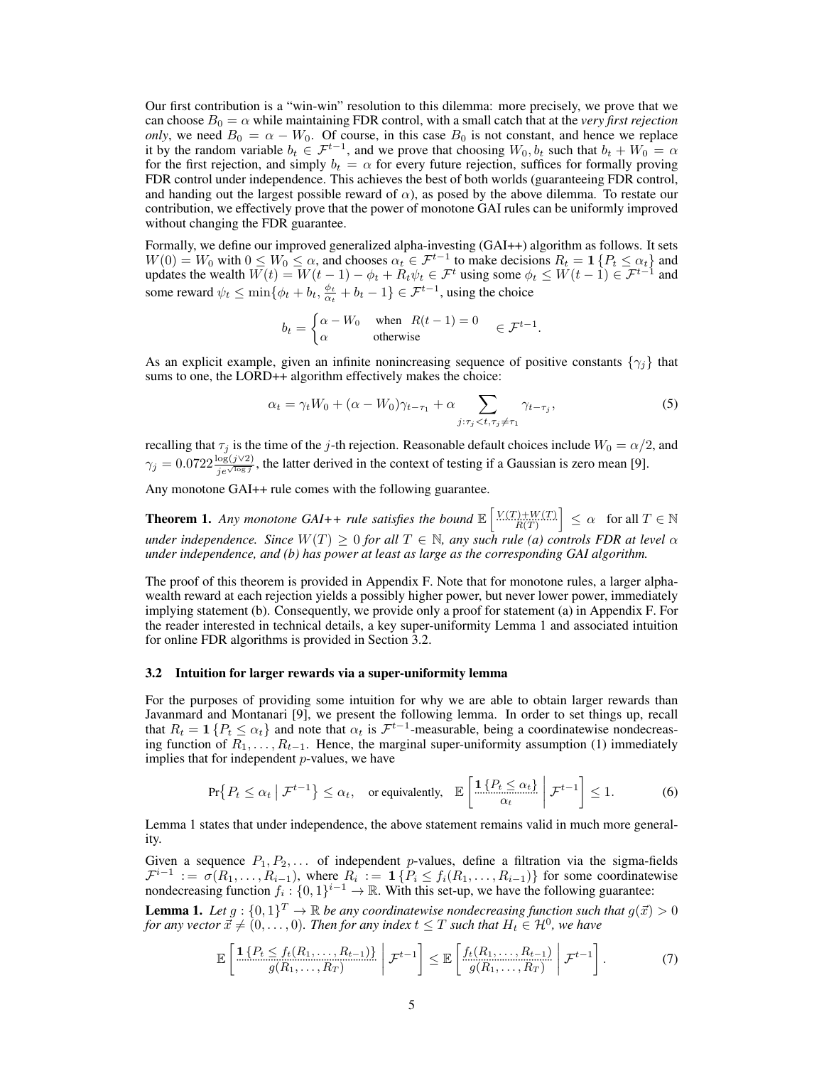Our first contribution is a "win-win" resolution to this dilemma: more precisely, we prove that we can choose $B_0 = \alpha$ while maintaining FDR control, with a small catch that at the *very first rejection only*, we need $B_0 = \alpha - W_0$. Of course, in this case $B_0$ is not constant, and hence we replace it by the random variable $b_t \in \mathcal{F}^{t-1}$, and we prove that choosing $W_0, b_t$ such that $b_t + W_0 = \alpha$ for the first rejection, and simply $b_t = \alpha$ for every future rejection, suffices for formally proving FDR control under independence. This achieves the best of both worlds (guaranteeing FDR control, and handing out the largest possible reward of $\alpha$), as posed by the above dilemma. To restate our contribution, we effectively prove that the power of monotone GAI rules can be uniformly improved without changing the FDR guarantee.

Formally, we define our improved generalized alpha-investing (GAI++) algorithm as follows. It sets $W(0) = W_0$ with $0 \leq W_0 \leq \alpha$, and chooses $\alpha_t \in \mathcal{F}^{t-1}$ to make decisions $R_t = \mathbf{1}\{P_t \leq \alpha_t\}$ and updates the wealth $W(t) = W(t-1) - \phi_t + R_t \psi_t \in \mathcal{F}^t$ using some $\phi_t \leq W(t-1) \in \mathcal{F}^{t-1}$ and some reward $\psi_t \leq \min\{\phi_t + b_t, \frac{\phi_t}{\alpha_t} + b_t - 1\} \in \mathcal{F}^{t-1}$, using the choice

$$b_t = \begin{cases} \alpha - W_0 & \text{when} \quad R(t-1) = 0 \\ \alpha & \text{otherwise} \end{cases} \quad \in \mathcal{F}^{t-1}.$$

As an explicit example, given an infinite nonincreasing sequence of positive constants $\{\gamma_j\}$ that sums to one, the LORD++ algorithm effectively makes the choice:

$$\alpha_t = \gamma_t W_0 + (\alpha - W_0)\gamma_{t-\tau_1} + \alpha \sum_{j:\tau_j < t, \tau_j \neq \tau_1} \gamma_{t-\tau_j}, \tag{5}$$

recalling that $\tau_j$ is the time of the $j$-th rejection. Reasonable default choices include $W_0 = \alpha/2$, and $\gamma_j = 0.0722 \frac{\log(j \vee 2)}{j e^{\sqrt{\log j}}}$, the latter derived in the context of testing if a Gaussian is zero mean [9].

Any monotone GAI++ rule comes with the following guarantee.

**Theorem 1.** *Any monotone GAI++ rule satisfies the bound* $\mathbb{E}\left[\frac{V(T)+W(T)}{R(T)}\right] \leq \alpha$ *for all* $T \in \mathbb{N}$ *under independence. Since* $W(T) \geq 0$ *for all* $T \in \mathbb{N}$*, any such rule (a) controls FDR at level* $\alpha$ *under independence, and (b) has power at least as large as the corresponding GAI algorithm.*

The proof of this theorem is provided in Appendix F. Note that for monotone rules, a larger alpha-wealth reward at each rejection yields a possibly higher power, but never lower power, immediately implying statement (b). Consequently, we provide only a proof for statement (a) in Appendix F. For the reader interested in technical details, a key super-uniformity Lemma 1 and associated intuition for online FDR algorithms is provided in Section 3.2.

### 3.2 Intuition for larger rewards via a super-uniformity lemma

For the purposes of providing some intuition for why we are able to obtain larger rewards than Javanmard and Montanari [9], we present the following lemma. In order to set things up, recall that $R_t = \mathbf{1}\{P_t \leq \alpha_t\}$ and note that $\alpha_t$ is $\mathcal{F}^{t-1}$-measurable, being a coordinatewise nondecreasing function of $R_1, \ldots, R_{t-1}$. Hence, the marginal super-uniformity assumption (1) immediately implies that for independent $p$-values, we have

$$\Pr\{P_t \leq \alpha_t \mid \mathcal{F}^{t-1}\} \leq \alpha_t, \quad \text{or equivalently,} \quad \mathbb{E}\left[\frac{\mathbf{1}\{P_t \leq \alpha_t\}}{\alpha_t} \;\middle|\; \mathcal{F}^{t-1}\right] \leq 1. \tag{6}$$

Lemma 1 states that under independence, the above statement remains valid in much more generality.

Given a sequence $P_1, P_2, \ldots$ of independent $p$-values, define a filtration via the sigma-fields $\mathcal{F}^{i-1} := \sigma(R_1, \ldots, R_{i-1})$, where $R_i := \mathbf{1}\{P_i \leq f_i(R_1, \ldots, R_{i-1})\}$ for some coordinatewise nondecreasing function $f_i : \{0,1\}^{i-1} \to \mathbb{R}$. With this set-up, we have the following guarantee:

**Lemma 1.** *Let* $g : \{0,1\}^T \to \mathbb{R}$ *be any coordinatewise nondecreasing function such that* $g(\vec{x}) > 0$ *for any vector* $\vec{x} \neq (0, \ldots, 0)$*. Then for any index* $t \leq T$ *such that* $H_t \in \mathcal{H}^0$*, we have*

$$\mathbb{E}\left[\frac{\mathbf{1}\{P_t \leq f_t(R_1, \ldots, R_{t-1})\}}{g(R_1, \ldots, R_T)} \;\middle|\; \mathcal{F}^{t-1}\right] \leq \mathbb{E}\left[\frac{f_t(R_1, \ldots, R_{t-1})}{g(R_1, \ldots, R_T)} \;\middle|\; \mathcal{F}^{t-1}\right]. \tag{7}$$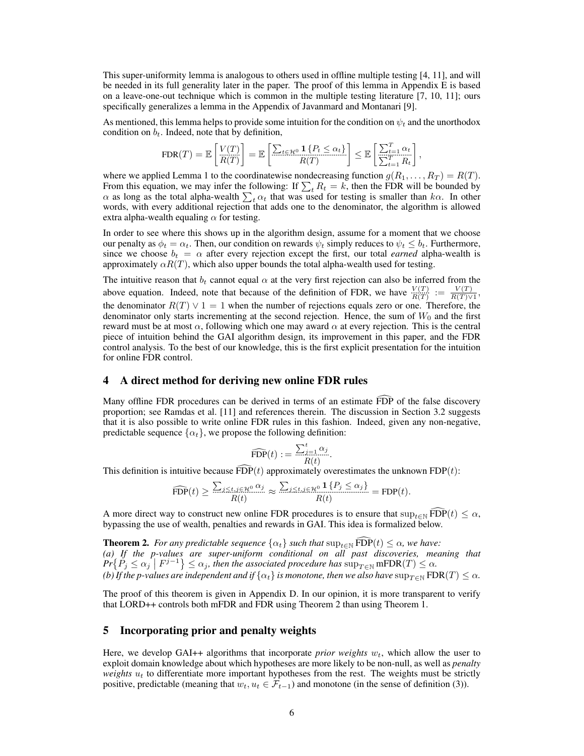This super-uniformity lemma is analogous to others used in offline multiple testing [4, 11], and will be needed in its full generality later in the paper. The proof of this lemma in Appendix E is based on a leave-one-out technique which is common in the multiple testing literature [7, 10, 11]; ours specifically generalizes a lemma in the Appendix of Javanmard and Montanari [9].

As mentioned, this lemma helps to provide some intuition for the condition on $\psi_t$ and the unorthodox condition on $b_t$. Indeed, note that by definition,

$$\text{FDR}(T) = \mathbb{E}\left[\frac{V(T)}{R(T)}\right] = \mathbb{E}\left[\frac{\sum_{t \in \mathcal{H}^0} \mathbf{1}\{P_t \leq \alpha_t\}}{R(T)}\right] \leq \mathbb{E}\left[\frac{\sum_{t=1}^T \alpha_t}{\sum_{t=1}^T R_t}\right],$$

where we applied Lemma 1 to the coordinatewise nondecreasing function $g(R_1, \ldots, R_T) = R(T)$. From this equation, we may infer the following: If $\sum_t R_t = k$, then the FDR will be bounded by $\alpha$ as long as the total alpha-wealth $\sum_t \alpha_t$ that was used for testing is smaller than $k\alpha$. In other words, with every additional rejection that adds one to the denominator, the algorithm is allowed extra alpha-wealth equaling $\alpha$ for testing.

In order to see where this shows up in the algorithm design, assume for a moment that we choose our penalty as $\phi_t = \alpha_t$. Then, our condition on rewards $\psi_t$ simply reduces to $\psi_t \leq b_t$. Furthermore, since we choose $b_t = \alpha$ after every rejection except the first, our total *earned* alpha-wealth is approximately $\alpha R(T)$, which also upper bounds the total alpha-wealth used for testing.

The intuitive reason that $b_t$ cannot equal $\alpha$ at the very first rejection can also be inferred from the above equation. Indeed, note that because of the definition of FDR, we have $\frac{V(T)}{R(T)} := \frac{V(T)}{R(T) \vee 1}$, the denominator $R(T) \vee 1 = 1$ when the number of rejections equals zero or one. Therefore, the denominator only starts incrementing at the second rejection. Hence, the sum of $W_0$ and the first reward must be at most $\alpha$, following which one may award $\alpha$ at every rejection. This is the central piece of intuition behind the GAI algorithm design, its improvement in this paper, and the FDR control analysis. To the best of our knowledge, this is the first explicit presentation for the intuition for online FDR control.

## 4 A direct method for deriving new online FDR rules

Many offline FDR procedures can be derived in terms of an estimate $\widehat{\text{FDP}}$ of the false discovery proportion; see Ramdas et al. [11] and references therein. The discussion in Section 3.2 suggests that it is also possible to write online FDR rules in this fashion. Indeed, given any non-negative, predictable sequence $\{\alpha_t\}$, we propose the following definition:

$$\widehat{\text{FDP}}(t) := \frac{\sum_{j=1}^t \alpha_j}{R(t)}.$$

This definition is intuitive because $\widehat{\text{FDP}}(t)$ approximately overestimates the unknown $\text{FDP}(t)$:

$$\widehat{\text{FDP}}(t) \geq \frac{\sum_{j \leq t, j \in \mathcal{H}^0} \alpha_j}{R(t)} \approx \frac{\sum_{j \leq t, j \in \mathcal{H}^0} \mathbf{1}\{P_j \leq \alpha_j\}}{R(t)} = \text{FDP}(t).$$

A more direct way to construct new online FDR procedures is to ensure that $\sup_{t \in \mathbb{N}} \widehat{\text{FDP}}(t) \leq \alpha$, bypassing the use of wealth, penalties and rewards in GAI. This idea is formalized below.

**Theorem 2.** *For any predictable sequence $\{\alpha_t\}$ such that $\sup_{t \in \mathbb{N}} \widehat{\text{FDP}}(t) \leq \alpha$, we have:*
*(a) If the p-values are super-uniform conditional on all past discoveries, meaning that $Pr\{P_j \leq \alpha_j \mid F^{j-1}\} \leq \alpha_j$, then the associated procedure has $\sup_{T \in \mathbb{N}} \text{mFDR}(T) \leq \alpha$.*
*(b) If the p-values are independent and if $\{\alpha_t\}$ is monotone, then we also have $\sup_{T \in \mathbb{N}} \text{FDR}(T) \leq \alpha$.*

The proof of this theorem is given in Appendix D. In our opinion, it is more transparent to verify that LORD++ controls both mFDR and FDR using Theorem 2 than using Theorem 1.

## 5 Incorporating prior and penalty weights

Here, we develop GAI++ algorithms that incorporate *prior weights* $w_t$, which allow the user to exploit domain knowledge about which hypotheses are more likely to be non-null, as well as *penalty weights* $u_t$ to differentiate more important hypotheses from the rest. The weights must be strictly positive, predictable (meaning that $w_t, u_t \in \mathcal{F}_{t-1}$) and monotone (in the sense of definition (3)).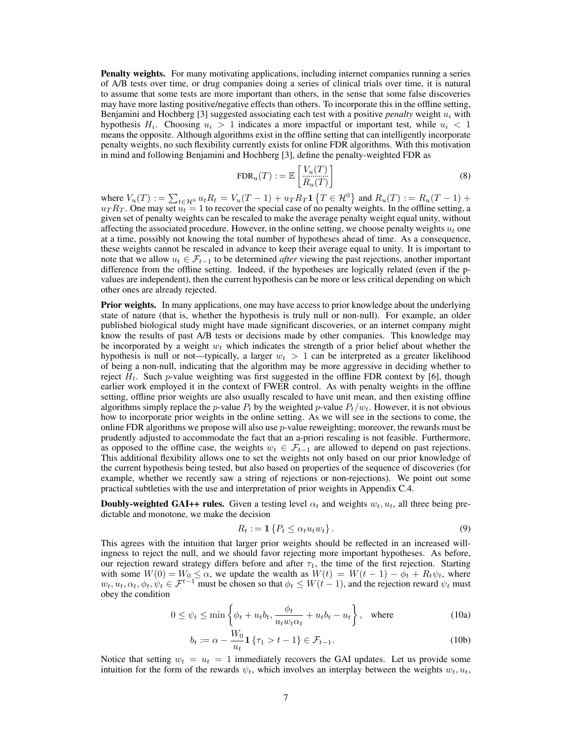**Penalty weights.** For many motivating applications, including internet companies running a series of A/B tests over time, or drug companies doing a series of clinical trials over time, it is natural to assume that some tests are more important than others, in the sense that some false discoveries may have more lasting positive/negative effects than others. To incorporate this in the offline setting, Benjamini and Hochberg [3] suggested associating each test with a positive *penalty* weight $u_i$ with hypothesis $H_i$. Choosing $u_i > 1$ indicates a more impactful or important test, while $u_i < 1$ means the opposite. Although algorithms exist in the offline setting that can intelligently incorporate penalty weights, no such flexibility currently exists for online FDR algorithms. With this motivation in mind and following Benjamini and Hochberg [3], define the penalty-weighted FDR as

$$\text{FDR}_u(T) := \mathbb{E}\left[\frac{V_u(T)}{R_u(T)}\right] \tag{8}$$

where $V_u(T) := \sum_{t \in \mathcal{H}^0} u_t R_t = V_u(T-1) + u_T R_T \mathbf{1}\left\{T \in \mathcal{H}^0\right\}$ and $R_u(T) := R_u(T-1) + u_T R_T$. One may set $u_t = 1$ to recover the special case of no penalty weights. In the offline setting, a given set of penalty weights can be rescaled to make the average penalty weight equal unity, without affecting the associated procedure. However, in the online setting, we choose penalty weights $u_t$ one at a time, possibly not knowing the total number of hypotheses ahead of time. As a consequence, these weights cannot be rescaled in advance to keep their average equal to unity. It is important to note that we allow $u_t \in \mathcal{F}_{t-1}$ to be determined *after* viewing the past rejections, another important difference from the offline setting. Indeed, if the hypotheses are logically related (even if the p-values are independent), then the current hypothesis can be more or less critical depending on which other ones are already rejected.

**Prior weights.** In many applications, one may have access to prior knowledge about the underlying state of nature (that is, whether the hypothesis is truly null or non-null). For example, an older published biological study might have made significant discoveries, or an internet company might know the results of past A/B tests or decisions made by other companies. This knowledge may be incorporated by a weight $w_t$ which indicates the strength of a prior belief about whether the hypothesis is null or not—typically, a larger $w_t > 1$ can be interpreted as a greater likelihood of being a non-null, indicating that the algorithm may be more aggressive in deciding whether to reject $H_t$. Such $p$-value weighting was first suggested in the offline FDR context by [6], though earlier work employed it in the context of FWER control. As with penalty weights in the offline setting, offline prior weights are also usually rescaled to have unit mean, and then existing offline algorithms simply replace the $p$-value $P_t$ by the weighted $p$-value $P_t/w_t$. However, it is not obvious how to incorporate prior weights in the online setting. As we will see in the sections to come, the online FDR algorithms we propose will also use $p$-value reweighting; moreover, the rewards must be prudently adjusted to accommodate the fact that an a-priori rescaling is not feasible. Furthermore, as opposed to the offline case, the weights $w_t \in \mathcal{F}_{t-1}$ are allowed to depend on past rejections. This additional flexibility allows one to set the weights not only based on our prior knowledge of the current hypothesis being tested, but also based on properties of the sequence of discoveries (for example, whether we recently saw a string of rejections or non-rejections). We point out some practical subtleties with the use and interpretation of prior weights in Appendix C.4.

**Doubly-weighted GAI++ rules.** Given a testing level $\alpha_t$ and weights $w_t, u_t$, all three being predictable and monotone, we make the decision

$$R_t := \mathbf{1}\left\{P_t \le \alpha_t u_t w_t\right\}. \tag{9}$$

This agrees with the intuition that larger prior weights should be reflected in an increased willingness to reject the null, and we should favor rejecting more important hypotheses. As before, our rejection reward strategy differs before and after $\tau_1$, the time of the first rejection. Starting with some $W(0) = W_0 \le \alpha$, we update the wealth as $W(t) = W(t-1) - \phi_t + R_t \psi_t$, where $w_t, u_t, \alpha_t, \phi_t, \psi_t \in \mathcal{F}^{t-1}$ must be chosen so that $\phi_t \le W(t-1)$, and the rejection reward $\psi_t$ must obey the condition

$$0 \le \psi_t \le \min\left\{\phi_t + u_t b_t, \frac{\phi_t}{u_t w_t \alpha_t} + u_t b_t - u_t\right\}, \quad \text{where} \tag{10a}$$

$$b_t := \alpha - \frac{W_0}{u_t}\mathbf{1}\left\{\tau_1 > t-1\right\} \in \mathcal{F}_{t-1}. \tag{10b}$$

Notice that setting $w_t = u_t = 1$ immediately recovers the GAI updates. Let us provide some intuition for the form of the rewards $\psi_t$, which involves an interplay between the weights $w_t, u_t$,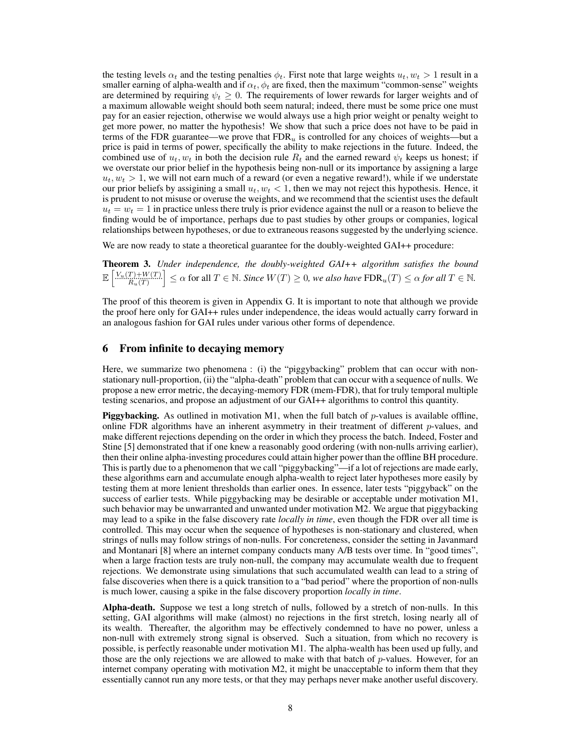the testing levels $\alpha_t$ and the testing penalties $\phi_t$. First note that large weights $u_t, w_t > 1$ result in a smaller earning of alpha-wealth and if $\alpha_t, \phi_t$ are fixed, then the maximum "common-sense" weights are determined by requiring $\psi_t \geq 0$. The requirements of lower rewards for larger weights and of a maximum allowable weight should both seem natural; indeed, there must be some price one must pay for an easier rejection, otherwise we would always use a high prior weight or penalty weight to get more power, no matter the hypothesis! We show that such a price does not have to be paid in terms of the FDR guarantee—we prove that $\mathrm{FDR}_u$ is controlled for any choices of weights—but a price is paid in terms of power, specifically the ability to make rejections in the future. Indeed, the combined use of $u_t, w_t$ in both the decision rule $R_t$ and the earned reward $\psi_t$ keeps us honest; if we overstate our prior belief in the hypothesis being non-null or its importance by assigning a large $u_t, w_t > 1$, we will not earn much of a reward (or even a negative reward!), while if we understate our prior beliefs by assigining a small $u_t, w_t < 1$, then we may not reject this hypothesis. Hence, it is prudent to not misuse or overuse the weights, and we recommend that the scientist uses the default $u_t = w_t = 1$ in practice unless there truly is prior evidence against the null or a reason to believe the finding would be of importance, perhaps due to past studies by other groups or companies, logical relationships between hypotheses, or due to extraneous reasons suggested by the underlying science.

We are now ready to state a theoretical guarantee for the doubly-weighted GAI++ procedure:

**Theorem 3.** *Under independence, the doubly-weighted GAI++ algorithm satisfies the bound* $\mathbb{E}\left[\frac{V_u(T)+W(T)}{R_u(T)}\right] \leq \alpha$ for all $T \in \mathbb{N}$. *Since $W(T) \geq 0$, we also have $\mathrm{FDR}_u(T) \leq \alpha$ for all $T \in \mathbb{N}$.*

The proof of this theorem is given in Appendix G. It is important to note that although we provide the proof here only for GAI++ rules under independence, the ideas would actually carry forward in an analogous fashion for GAI rules under various other forms of dependence.

## 6 From infinite to decaying memory

Here, we summarize two phenomena : (i) the "piggybacking" problem that can occur with non-stationary null-proportion, (ii) the "alpha-death" problem that can occur with a sequence of nulls. We propose a new error metric, the decaying-memory FDR (mem-FDR), that for truly temporal multiple testing scenarios, and propose an adjustment of our GAI++ algorithms to control this quantity.

**Piggybacking.** As outlined in motivation M1, when the full batch of $p$-values is available offline, online FDR algorithms have an inherent asymmetry in their treatment of different $p$-values, and make different rejections depending on the order in which they process the batch. Indeed, Foster and Stine [5] demonstrated that if one knew a reasonably good ordering (with non-nulls arriving earlier), then their online alpha-investing procedures could attain higher power than the offline BH procedure. This is partly due to a phenomenon that we call "piggybacking"—if a lot of rejections are made early, these algorithms earn and accumulate enough alpha-wealth to reject later hypotheses more easily by testing them at more lenient thresholds than earlier ones. In essence, later tests "piggyback" on the success of earlier tests. While piggybacking may be desirable or acceptable under motivation M1, such behavior may be unwarranted and unwanted under motivation M2. We argue that piggybacking may lead to a spike in the false discovery rate *locally in time*, even though the FDR over all time is controlled. This may occur when the sequence of hypotheses is non-stationary and clustered, when strings of nulls may follow strings of non-nulls. For concreteness, consider the setting in Javanmard and Montanari [8] where an internet company conducts many A/B tests over time. In "good times", when a large fraction tests are truly non-null, the company may accumulate wealth due to frequent rejections. We demonstrate using simulations that such accumulated wealth can lead to a string of false discoveries when there is a quick transition to a "bad period" where the proportion of non-nulls is much lower, causing a spike in the false discovery proportion *locally in time*.

**Alpha-death.** Suppose we test a long stretch of nulls, followed by a stretch of non-nulls. In this setting, GAI algorithms will make (almost) no rejections in the first stretch, losing nearly all of its wealth. Thereafter, the algorithm may be effectively condemned to have no power, unless a non-null with extremely strong signal is observed. Such a situation, from which no recovery is possible, is perfectly reasonable under motivation M1. The alpha-wealth has been used up fully, and those are the only rejections we are allowed to make with that batch of $p$-values. However, for an internet company operating with motivation M2, it might be unacceptable to inform them that they essentially cannot run any more tests, or that they may perhaps never make another useful discovery.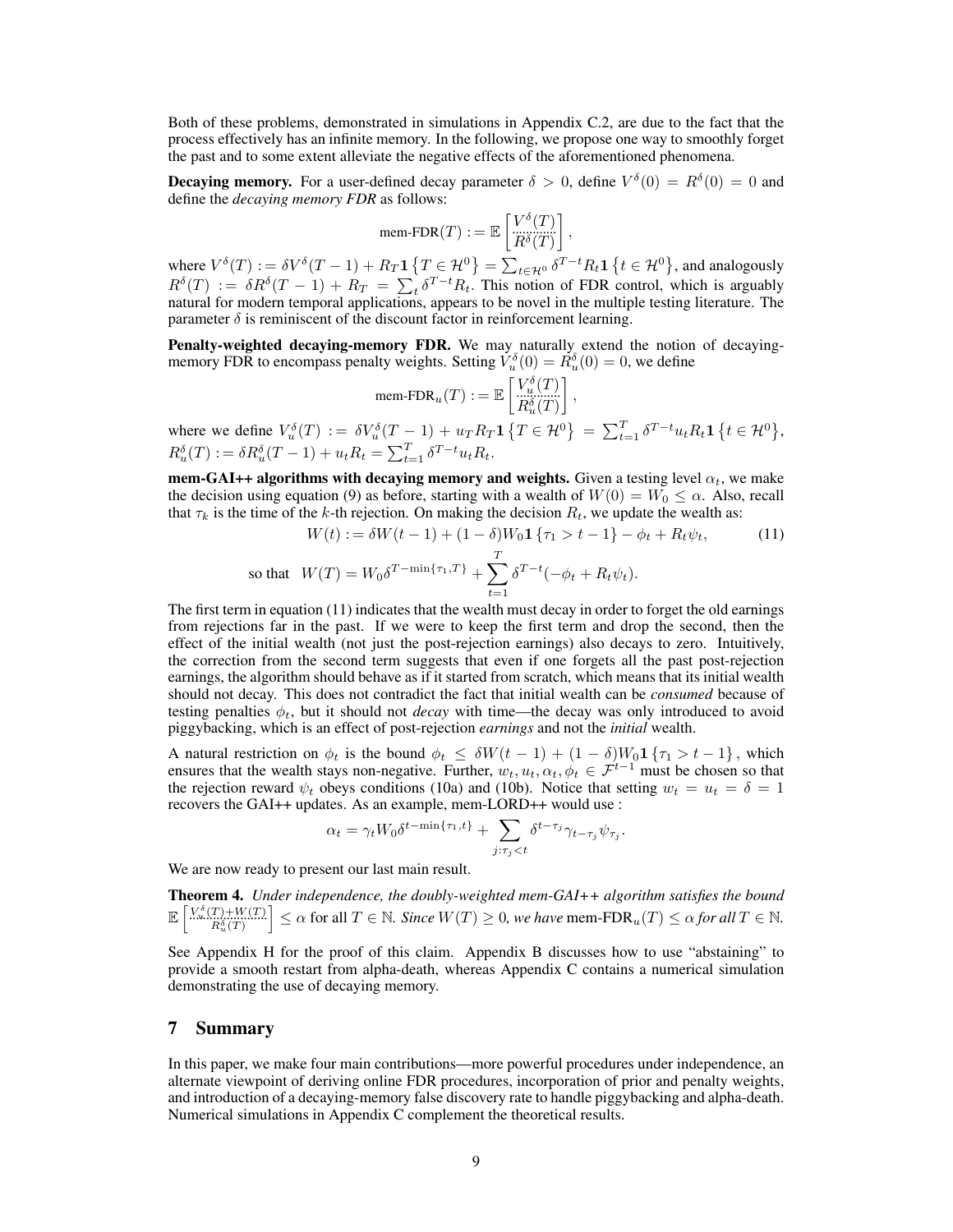Both of these problems, demonstrated in simulations in Appendix C.2, are due to the fact that the process effectively has an infinite memory. In the following, we propose one way to smoothly forget the past and to some extent alleviate the negative effects of the aforementioned phenomena.

**Decaying memory.** For a user-defined decay parameter $\delta > 0$, define $V^\delta(0) = R^\delta(0) = 0$ and define the *decaying memory FDR* as follows:

$$\text{mem-FDR}(T) := \mathbb{E}\left[\frac{V^\delta(T)}{R^\delta(T)}\right],$$

where $V^\delta(T) := \delta V^\delta(T-1) + R_T \mathbf{1}\left\{T \in \mathcal{H}^0\right\} = \sum_{t \in \mathcal{H}^0} \delta^{T-t} R_t \mathbf{1}\left\{t \in \mathcal{H}^0\right\}$, and analogously $R^\delta(T) := \delta R^\delta(T-1) + R_T = \sum_t \delta^{T-t} R_t$. This notion of FDR control, which is arguably natural for modern temporal applications, appears to be novel in the multiple testing literature. The parameter $\delta$ is reminiscent of the discount factor in reinforcement learning.

**Penalty-weighted decaying-memory FDR.** We may naturally extend the notion of decaying-memory FDR to encompass penalty weights. Setting $V_u^\delta(0) = R_u^\delta(0) = 0$, we define

$$\text{mem-FDR}_u(T) := \mathbb{E}\left[\frac{V_u^\delta(T)}{R_u^\delta(T)}\right],$$

where we define $V_u^\delta(T) := \delta V_u^\delta(T-1) + u_T R_T \mathbf{1}\left\{T \in \mathcal{H}^0\right\} = \sum_{t=1}^T \delta^{T-t} u_t R_t \mathbf{1}\left\{t \in \mathcal{H}^0\right\}$, $R_u^\delta(T) := \delta R_u^\delta(T-1) + u_t R_t = \sum_{t=1}^T \delta^{T-t} u_t R_t$.

**mem-GAI++ algorithms with decaying memory and weights.** Given a testing level $\alpha_t$, we make the decision using equation (9) as before, starting with a wealth of $W(0) = W_0 \leq \alpha$. Also, recall that $\tau_k$ is the time of the $k$-th rejection. On making the decision $R_t$, we update the wealth as:

$$W(t) := \delta W(t-1) + (1-\delta) W_0 \mathbf{1}\left\{\tau_1 > t-1\right\} - \phi_t + R_t \psi_t, \tag{11}$$

$$\text{so that} \quad W(T) = W_0 \delta^{T - \min\{\tau_1, T\}} + \sum_{t=1}^T \delta^{T-t}(-\phi_t + R_t \psi_t).$$

The first term in equation (11) indicates that the wealth must decay in order to forget the old earnings from rejections far in the past. If we were to keep the first term and drop the second, then the effect of the initial wealth (not just the post-rejection earnings) also decays to zero. Intuitively, the correction from the second term suggests that even if one forgets all the past post-rejection earnings, the algorithm should behave as if it started from scratch, which means that its initial wealth should not decay. This does not contradict the fact that initial wealth can be *consumed* because of testing penalties $\phi_t$, but it should not *decay* with time—the decay was only introduced to avoid piggybacking, which is an effect of post-rejection *earnings* and not the *initial* wealth.

A natural restriction on $\phi_t$ is the bound $\phi_t \leq \delta W(t-1) + (1-\delta) W_0 \mathbf{1}\left\{\tau_1 > t-1\right\}$, which ensures that the wealth stays non-negative. Further, $w_t, u_t, \alpha_t, \phi_t \in \mathcal{F}^{t-1}$ must be chosen so that the rejection reward $\psi_t$ obeys conditions (10a) and (10b). Notice that setting $w_t = u_t = \delta = 1$ recovers the GAI++ updates. As an example, mem-LORD++ would use :

$$\alpha_t = \gamma_t W_0 \delta^{t - \min\{\tau_1, t\}} + \sum_{j: \tau_j < t} \delta^{t - \tau_j} \gamma_{t - \tau_j} \psi_{\tau_j}.$$

We are now ready to present our last main result.

**Theorem 4.** *Under independence, the doubly-weighted mem-GAI++ algorithm satisfies the bound* $\mathbb{E}\left[\frac{V_u^\delta(T) + W(T)}{R_u^\delta(T)}\right] \leq \alpha$ for all $T \in \mathbb{N}$. *Since* $W(T) \geq 0$, *we have* $\text{mem-FDR}_u(T) \leq \alpha$ *for all* $T \in \mathbb{N}$.

See Appendix H for the proof of this claim. Appendix B discusses how to use "abstaining" to provide a smooth restart from alpha-death, whereas Appendix C contains a numerical simulation demonstrating the use of decaying memory.

## 7 Summary

In this paper, we make four main contributions—more powerful procedures under independence, an alternate viewpoint of deriving online FDR procedures, incorporation of prior and penalty weights, and introduction of a decaying-memory false discovery rate to handle piggybacking and alpha-death. Numerical simulations in Appendix C complement the theoretical results.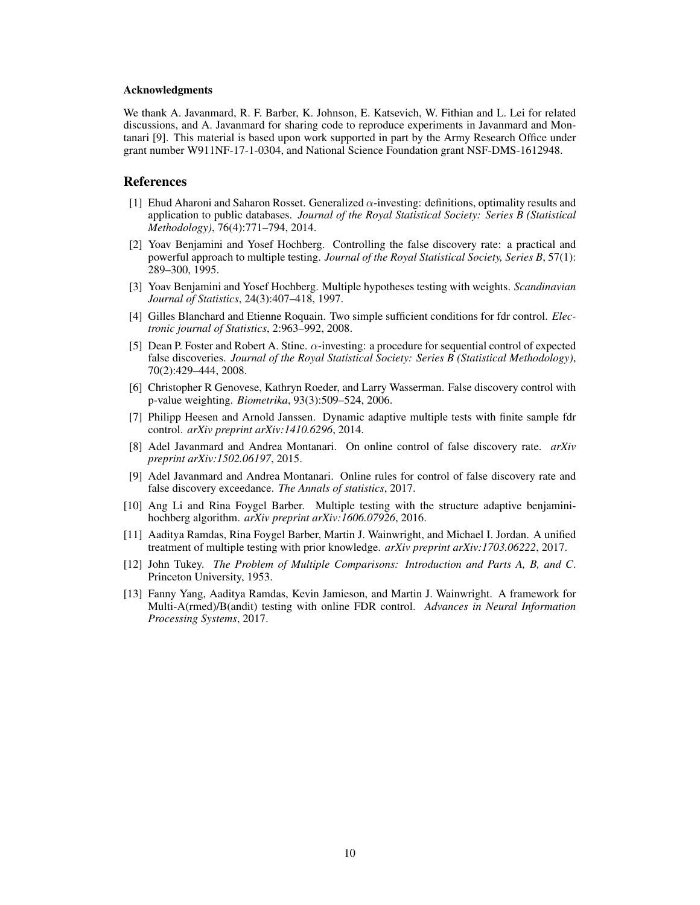**Acknowledgments**

We thank A. Javanmard, R. F. Barber, K. Johnson, E. Katsevich, W. Fithian and L. Lei for related discussions, and A. Javanmard for sharing code to reproduce experiments in Javanmard and Montanari [9]. This material is based upon work supported in part by the Army Research Office under grant number W911NF-17-1-0304, and National Science Foundation grant NSF-DMS-1612948.

## References

[1] Ehud Aharoni and Saharon Rosset. Generalized $\alpha$-investing: definitions, optimality results and application to public databases. *Journal of the Royal Statistical Society: Series B (Statistical Methodology)*, 76(4):771–794, 2014.

[2] Yoav Benjamini and Yosef Hochberg. Controlling the false discovery rate: a practical and powerful approach to multiple testing. *Journal of the Royal Statistical Society, Series B*, 57(1): 289–300, 1995.

[3] Yoav Benjamini and Yosef Hochberg. Multiple hypotheses testing with weights. *Scandinavian Journal of Statistics*, 24(3):407–418, 1997.

[4] Gilles Blanchard and Etienne Roquain. Two simple sufficient conditions for fdr control. *Electronic journal of Statistics*, 2:963–992, 2008.

[5] Dean P. Foster and Robert A. Stine. $\alpha$-investing: a procedure for sequential control of expected false discoveries. *Journal of the Royal Statistical Society: Series B (Statistical Methodology)*, 70(2):429–444, 2008.

[6] Christopher R Genovese, Kathryn Roeder, and Larry Wasserman. False discovery control with p-value weighting. *Biometrika*, 93(3):509–524, 2006.

[7] Philipp Heesen and Arnold Janssen. Dynamic adaptive multiple tests with finite sample fdr control. *arXiv preprint arXiv:1410.6296*, 2014.

[8] Adel Javanmard and Andrea Montanari. On online control of false discovery rate. *arXiv preprint arXiv:1502.06197*, 2015.

[9] Adel Javanmard and Andrea Montanari. Online rules for control of false discovery rate and false discovery exceedance. *The Annals of statistics*, 2017.

[10] Ang Li and Rina Foygel Barber. Multiple testing with the structure adaptive benjamini-hochberg algorithm. *arXiv preprint arXiv:1606.07926*, 2016.

[11] Aaditya Ramdas, Rina Foygel Barber, Martin J. Wainwright, and Michael I. Jordan. A unified treatment of multiple testing with prior knowledge. *arXiv preprint arXiv:1703.06222*, 2017.

[12] John Tukey. *The Problem of Multiple Comparisons: Introduction and Parts A, B, and C*. Princeton University, 1953.

[13] Fanny Yang, Aaditya Ramdas, Kevin Jamieson, and Martin J. Wainwright. A framework for Multi-A(rmed)/B(andit) testing with online FDR control. *Advances in Neural Information Processing Systems*, 2017.